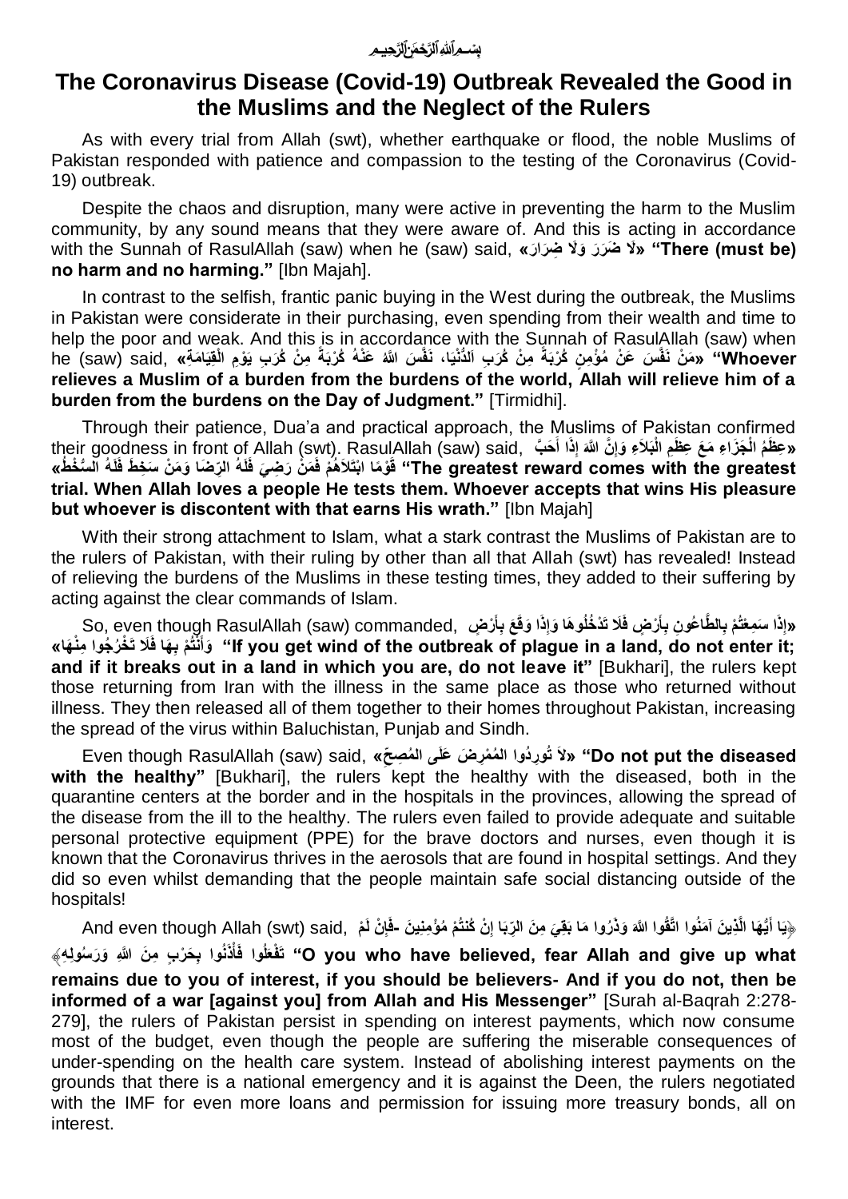بِسْمِ ٱللَّهِ ٱلرَّحْمَٰنِ ٱلرَّحِيمِ

# The Coronavirus Disease (Covid-19) Outbreak Revealed the Good in the Muslims and the Neglect of the Rulers

As with every trial from Allah (swt), whether earthquake or flood, the noble Muslims of Pakistan responded with patience and compassion to the testing of the Coronavirus (Covid-19) outbreak.

Despite the chaos and disruption, many were active in preventing the harm to the Muslim community, by any sound means that they were aware of. And this is acting in accordance with the Sunnah of RasulAllah (saw) when he (saw) said, **«لَا ضَرَرَ وَلَا ضِرَارَ» "There (must be) no harm and no harming."** [Ibn Majah].

In contrast to the selfish, frantic panic buying in the West during the outbreak, the Muslims in Pakistan were considerate in their purchasing, even spending from their wealth and time to help the poor and weak. And this is in accordance with the Sunnah of RasulAllah (saw) when he (saw) said, **«مَنْ نَفَّسَ عَنْ مُؤْمِنٍ كُرْبَةً مِنْ كُرَبِ الدُّنْيَا، نَفَّسَ اللَّهُ عَنْهُ كُرْبَةً مِنْ كُرَبِ يَوْمِ الْقِيَامَةِ» "Whoever relieves a Muslim of a burden from the burdens of the world, Allah will relieve him of a burden from the burdens on the Day of Judgment."** [Tirmidhi].

Through their patience, Dua'a and practical approach, the Muslims of Pakistan confirmed their goodness in front of Allah (swt). RasulAllah (saw) said, **«عِظَمُ الْجَزَاءِ مَعَ عِظَمِ الْبَلَاءِ وَإِنَّ اللَّهَ إِذَا أَحَبَّ قَوْمًا ابْتَلَاهُمْ فَمَنْ رَضِيَ فَلَهُ الرِّضَا وَمَنْ سَخِطَ فَلَهُ السُّخْطُ» "The greatest reward comes with the greatest trial. When Allah loves a people He tests them. Whoever accepts that wins His pleasure but whoever is discontent with that earns His wrath."** [Ibn Majah]

With their strong attachment to Islam, what a stark contrast the Muslims of Pakistan are to the rulers of Pakistan, with their ruling by other than all that Allah (swt) has revealed! Instead of relieving the burdens of the Muslims in these testing times, they added to their suffering by acting against the clear commands of Islam.

So, even though RasulAllah (saw) commanded, **«إِذَا سَمِعْتُمْ بِالطَّاعُونِ بِأَرْضٍ فَلَا تَدْخُلُوهَا وَإِذَا وَقَعَ بِأَرْضٍ وَأَنْتُمْ بِهَا فَلَا تَخْرُجُوا مِنْهَا» "If you get wind of the outbreak of plague in a land, do not enter it; and if it breaks out in a land in which you are, do not leave it"** [Bukhari], the rulers kept those returning from Iran with the illness in the same place as those who returned without illness. They then released all of them together to their homes throughout Pakistan, increasing the spread of the virus within Baluchistan, Punjab and Sindh.

Even though RasulAllah (saw) said, **«لاَ تُورِدُوا المُمْرِضَ عَلَى المُصِحِّ» "Do not put the diseased with the healthy"** [Bukhari], the rulers kept the healthy with the diseased, both in the quarantine centers at the border and in the hospitals in the provinces, allowing the spread of the disease from the ill to the healthy. The rulers even failed to provide adequate and suitable personal protective equipment (PPE) for the brave doctors and nurses, even though it is known that the Coronavirus thrives in the aerosols that are found in hospital settings. And they did so even whilst demanding that the people maintain safe social distancing outside of the hospitals!

And even though Allah (swt) said, **﴿يَا أَيُّهَا الَّذِينَ آمَنُوا اتَّقُوا اللَّهَ وَذَرُوا مَا بَقِيَ مِنَ الرِّبَا إِنْ كُنتُمْ مُؤْمِنِينَ -فَإِنْ لَمْ تَفْعَلُوا فَأْذَنُوا بِحَرْبٍ مِنَ اللَّهِ وَرَسُولِهِ﴾ "O you who have believed, fear Allah and give up what remains due to you of interest, if you should be believers- And if you do not, then be informed of a war [against you] from Allah and His Messenger"** [Surah al-Baqrah 2:278-279], the rulers of Pakistan persist in spending on interest payments, which now consume most of the budget, even though the people are suffering the miserable consequences of under-spending on the health care system. Instead of abolishing interest payments on the grounds that there is a national emergency and it is against the Deen, the rulers negotiated with the IMF for even more loans and permission for issuing more treasury bonds, all on interest.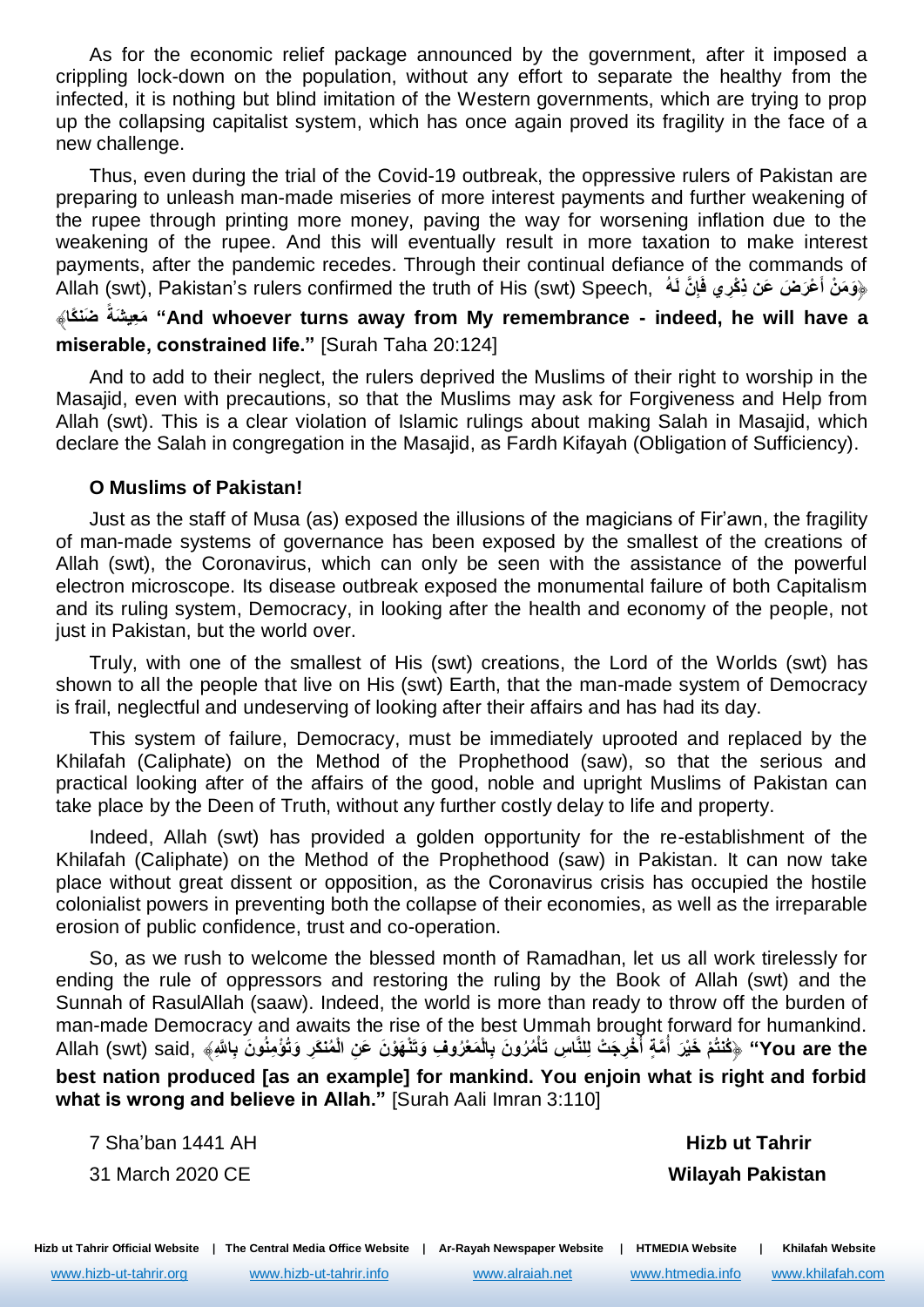As for the economic relief package announced by the government, after it imposed a crippling lock-down on the population, without any effort to separate the healthy from the infected, it is nothing but blind imitation of the Western governments, which are trying to prop up the collapsing capitalist system, which has once again proved its fragility in the face of a new challenge.

Thus, even during the trial of the Covid-19 outbreak, the oppressive rulers of Pakistan are preparing to unleash man-made miseries of more interest payments and further weakening of the rupee through printing more money, paving the way for worsening inflation due to the weakening of the rupee. And this will eventually result in more taxation to make interest payments, after the pandemic recedes. Through their continual defiance of the commands of Allah (swt), Pakistan's rulers confirmed the truth of His (swt) Speech, ﴿وَمَنْ أَعْرَضَ عَن ذِكْرِي فَإِنَّ لَهُ مَعِيشَةً ضَنكًا﴾ **"And whoever turns away from My remembrance - indeed, he will have a miserable, constrained life."** [Surah Taha 20:124]

And to add to their neglect, the rulers deprived the Muslims of their right to worship in the Masajid, even with precautions, so that the Muslims may ask for Forgiveness and Help from Allah (swt). This is a clear violation of Islamic rulings about making Salah in Masajid, which declare the Salah in congregation in the Masajid, as Fardh Kifayah (Obligation of Sufficiency).

**O Muslims of Pakistan!**

Just as the staff of Musa (as) exposed the illusions of the magicians of Fir'awn, the fragility of man-made systems of governance has been exposed by the smallest of the creations of Allah (swt), the Coronavirus, which can only be seen with the assistance of the powerful electron microscope. Its disease outbreak exposed the monumental failure of both Capitalism and its ruling system, Democracy, in looking after the health and economy of the people, not just in Pakistan, but the world over.

Truly, with one of the smallest of His (swt) creations, the Lord of the Worlds (swt) has shown to all the people that live on His (swt) Earth, that the man-made system of Democracy is frail, neglectful and undeserving of looking after their affairs and has had its day.

This system of failure, Democracy, must be immediately uprooted and replaced by the Khilafah (Caliphate) on the Method of the Prophethood (saw), so that the serious and practical looking after of the affairs of the good, noble and upright Muslims of Pakistan can take place by the Deen of Truth, without any further costly delay to life and property.

Indeed, Allah (swt) has provided a golden opportunity for the re-establishment of the Khilafah (Caliphate) on the Method of the Prophethood (saw) in Pakistan. It can now take place without great dissent or opposition, as the Coronavirus crisis has occupied the hostile colonialist powers in preventing both the collapse of their economies, as well as the irreparable erosion of public confidence, trust and co-operation.

So, as we rush to welcome the blessed month of Ramadhan, let us all work tirelessly for ending the rule of oppressors and restoring the ruling by the Book of Allah (swt) and the Sunnah of RasulAllah (saaw). Indeed, the world is more than ready to throw off the burden of man-made Democracy and awaits the rise of the best Ummah brought forward for humankind. Allah (swt) said, ﴿كُنتُمْ خَيْرَ أُمَّةٍ أُخْرِجَتْ لِلنَّاسِ تَأْمُرُونَ بِالْمَعْرُوفِ وَتَنْهَوْنَ عَنِ الْمُنكَرِ وَتُؤْمِنُونَ بِاللَّهِ﴾ **"You are the best nation produced [as an example] for mankind. You enjoin what is right and forbid what is wrong and believe in Allah."** [Surah Aali Imran 3:110]

7 Sha'ban 1441 AH

31 March 2020 CE

**Hizb ut Tahrir**

**Wilayah Pakistan**

| Hizb ut Tahrir Official Website | The Central Media Office Website | Ar-Rayah Newspaper Website | HTMEDIA Website | Khilafah Website |
|---|---|---|---|---|
| www.hizb-ut-tahrir.org | www.hizb-ut-tahrir.info | www.alraiah.net | www.htmedia.info | www.khilafah.com |